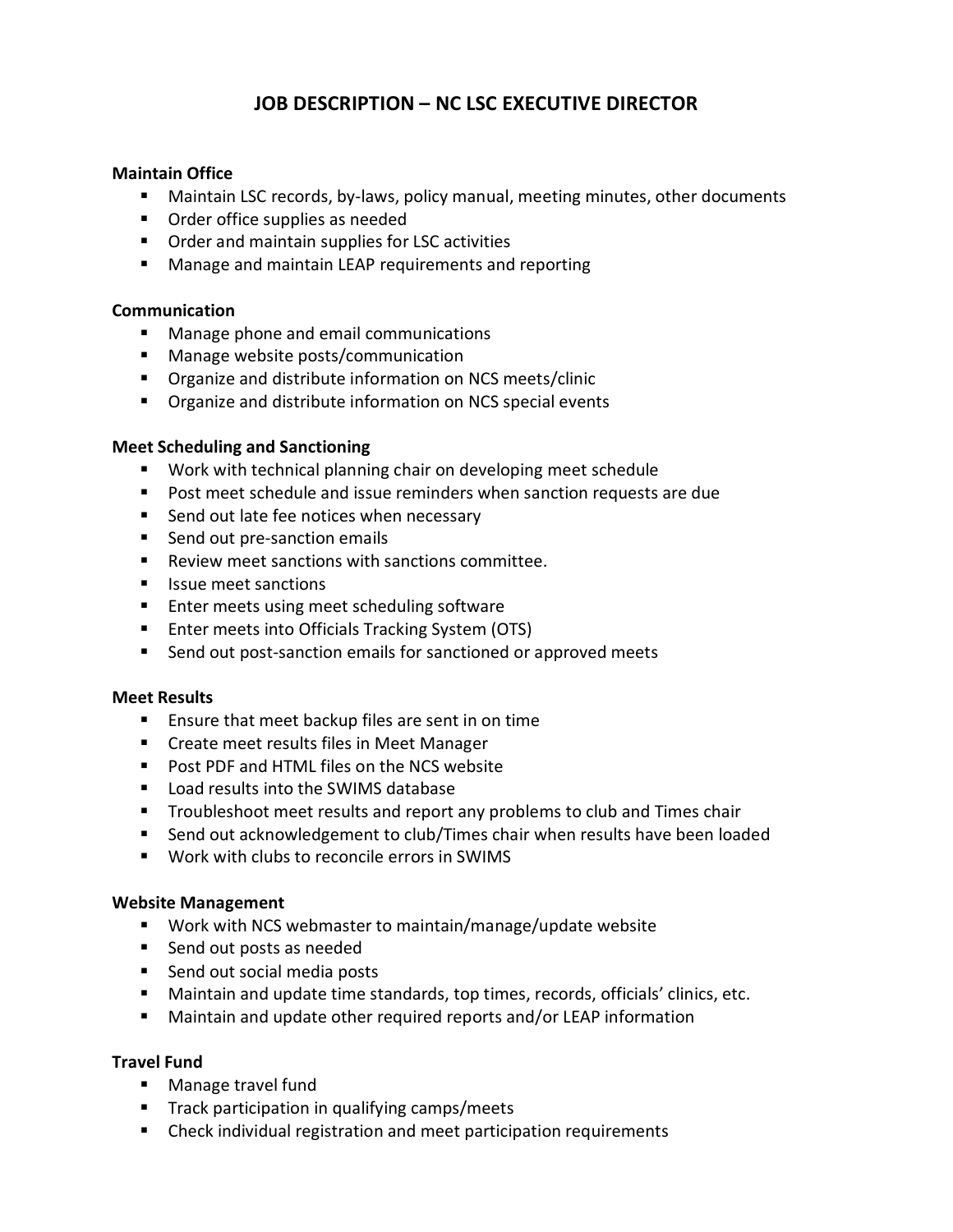# JOB DESCRIPTION – NC LSC EXECUTIVE DIRECTOR

**Maintain Office**

- Maintain LSC records, by-laws, policy manual, meeting minutes, other documents
- Order office supplies as needed
- Order and maintain supplies for LSC activities
- Manage and maintain LEAP requirements and reporting

**Communication**

- Manage phone and email communications
- Manage website posts/communication
- Organize and distribute information on NCS meets/clinic
- Organize and distribute information on NCS special events

**Meet Scheduling and Sanctioning**

- Work with technical planning chair on developing meet schedule
- Post meet schedule and issue reminders when sanction requests are due
- Send out late fee notices when necessary
- Send out pre-sanction emails
- Review meet sanctions with sanctions committee.
- Issue meet sanctions
- Enter meets using meet scheduling software
- Enter meets into Officials Tracking System (OTS)
- Send out post-sanction emails for sanctioned or approved meets

**Meet Results**

- Ensure that meet backup files are sent in on time
- Create meet results files in Meet Manager
- Post PDF and HTML files on the NCS website
- Load results into the SWIMS database
- Troubleshoot meet results and report any problems to club and Times chair
- Send out acknowledgement to club/Times chair when results have been loaded
- Work with clubs to reconcile errors in SWIMS

**Website Management**

- Work with NCS webmaster to maintain/manage/update website
- Send out posts as needed
- Send out social media posts
- Maintain and update time standards, top times, records, officials' clinics, etc.
- Maintain and update other required reports and/or LEAP information

**Travel Fund**

- Manage travel fund
- Track participation in qualifying camps/meets
- Check individual registration and meet participation requirements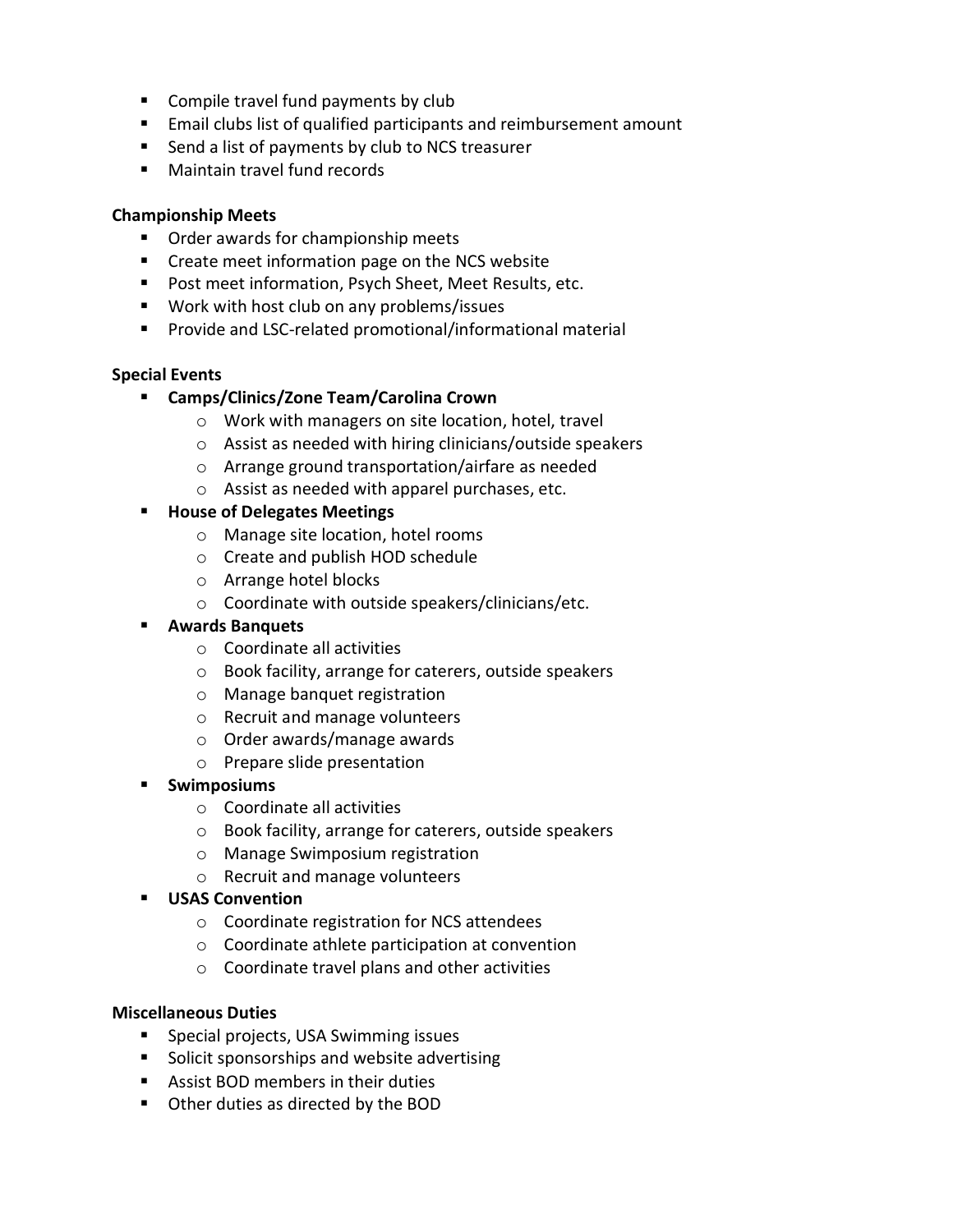- Compile travel fund payments by club
- Email clubs list of qualified participants and reimbursement amount
- Send a list of payments by club to NCS treasurer
- Maintain travel fund records

**Championship Meets**

- Order awards for championship meets
- Create meet information page on the NCS website
- Post meet information, Psych Sheet, Meet Results, etc.
- Work with host club on any problems/issues
- Provide and LSC-related promotional/informational material

**Special Events**

- **Camps/Clinics/Zone Team/Carolina Crown**
  - Work with managers on site location, hotel, travel
  - Assist as needed with hiring clinicians/outside speakers
  - Arrange ground transportation/airfare as needed
  - Assist as needed with apparel purchases, etc.
- **House of Delegates Meetings**
  - Manage site location, hotel rooms
  - Create and publish HOD schedule
  - Arrange hotel blocks
  - Coordinate with outside speakers/clinicians/etc.
- **Awards Banquets**
  - Coordinate all activities
  - Book facility, arrange for caterers, outside speakers
  - Manage banquet registration
  - Recruit and manage volunteers
  - Order awards/manage awards
  - Prepare slide presentation
- **Swimposiums**
  - Coordinate all activities
  - Book facility, arrange for caterers, outside speakers
  - Manage Swimposium registration
  - Recruit and manage volunteers
- **USAS Convention**
  - Coordinate registration for NCS attendees
  - Coordinate athlete participation at convention
  - Coordinate travel plans and other activities

**Miscellaneous Duties**

- Special projects, USA Swimming issues
- Solicit sponsorships and website advertising
- Assist BOD members in their duties
- Other duties as directed by the BOD